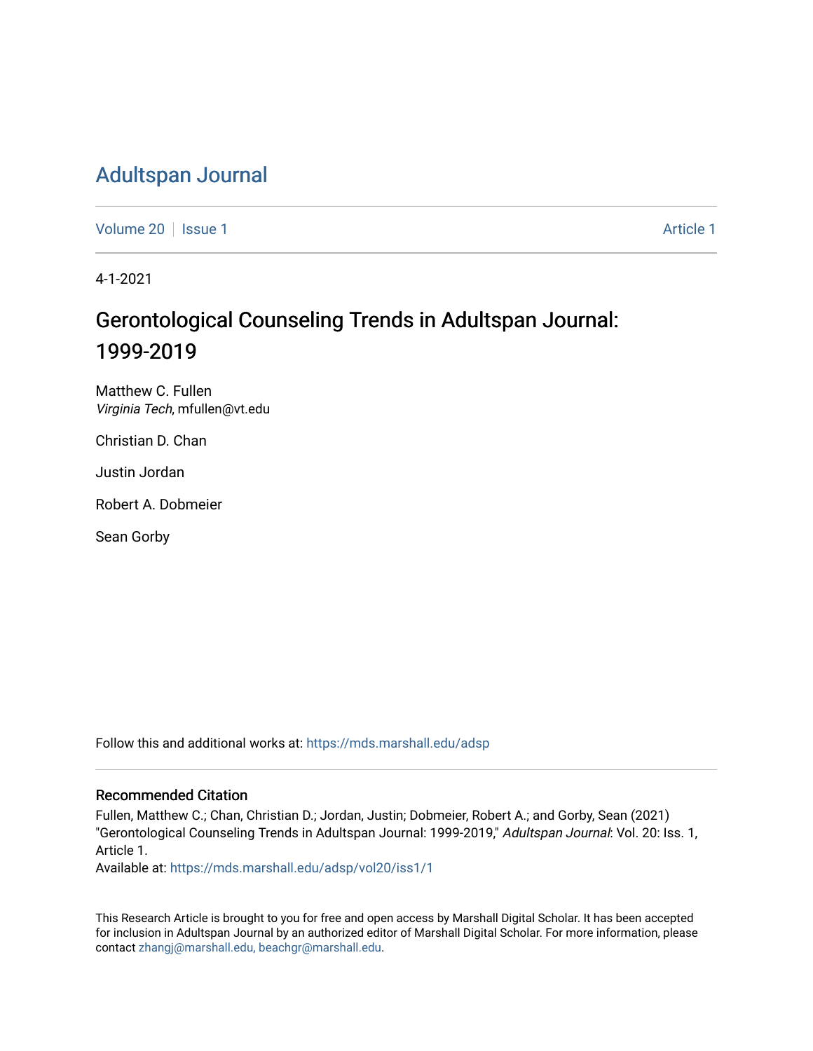# Adultspan Journal

Volume 20 | Issue 1 — Article 1

4-1-2021

## Gerontological Counseling Trends in Adultspan Journal: 1999-2019

Matthew C. Fullen
*Virginia Tech*, mfullen@vt.edu

Christian D. Chan

Justin Jordan

Robert A. Dobmeier

Sean Gorby

Follow this and additional works at: https://mds.marshall.edu/adsp

### Recommended Citation

Fullen, Matthew C.; Chan, Christian D.; Jordan, Justin; Dobmeier, Robert A.; and Gorby, Sean (2021) "Gerontological Counseling Trends in Adultspan Journal: 1999-2019," *Adultspan Journal*: Vol. 20: Iss. 1, Article 1.
Available at: https://mds.marshall.edu/adsp/vol20/iss1/1

This Research Article is brought to you for free and open access by Marshall Digital Scholar. It has been accepted for inclusion in Adultspan Journal by an authorized editor of Marshall Digital Scholar. For more information, please contact zhangj@marshall.edu, beachgr@marshall.edu.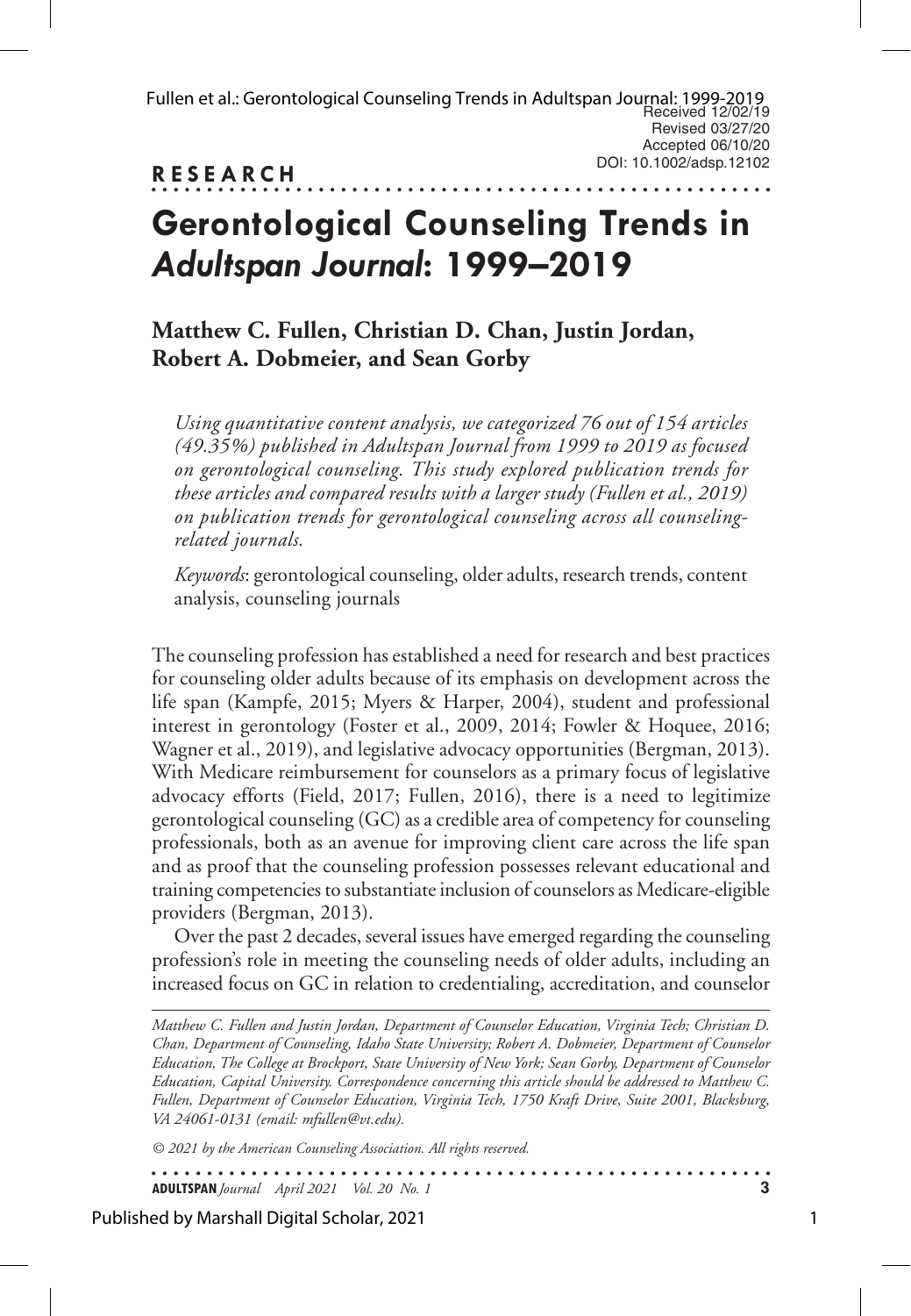Received 12/02/19
Revised 03/27/20
Accepted 06/10/20
DOI: 10.1002/adsp.12102

**RESEARCH**

# Gerontological Counseling Trends in *Adultspan Journal*: 1999–2019

**Matthew C. Fullen, Christian D. Chan, Justin Jordan, Robert A. Dobmeier, and Sean Gorby**

*Using quantitative content analysis, we categorized 76 out of 154 articles (49.35%) published in Adultspan Journal from 1999 to 2019 as focused on gerontological counseling. This study explored publication trends for these articles and compared results with a larger study (Fullen et al., 2019) on publication trends for gerontological counseling across all counseling-related journals.*

*Keywords*: gerontological counseling, older adults, research trends, content analysis, counseling journals

The counseling profession has established a need for research and best practices for counseling older adults because of its emphasis on development across the life span (Kampfe, 2015; Myers & Harper, 2004), student and professional interest in gerontology (Foster et al., 2009, 2014; Fowler & Hoquee, 2016; Wagner et al., 2019), and legislative advocacy opportunities (Bergman, 2013). With Medicare reimbursement for counselors as a primary focus of legislative advocacy efforts (Field, 2017; Fullen, 2016), there is a need to legitimize gerontological counseling (GC) as a credible area of competency for counseling professionals, both as an avenue for improving client care across the life span and as proof that the counseling profession possesses relevant educational and training competencies to substantiate inclusion of counselors as Medicare-eligible providers (Bergman, 2013).

Over the past 2 decades, several issues have emerged regarding the counseling profession's role in meeting the counseling needs of older adults, including an increased focus on GC in relation to credentialing, accreditation, and counselor

*Matthew C. Fullen and Justin Jordan, Department of Counselor Education, Virginia Tech; Christian D. Chan, Department of Counseling, Idaho State University; Robert A. Dobmeier, Department of Counselor Education, The College at Brockport, State University of New York; Sean Gorby, Department of Counselor Education, Capital University. Correspondence concerning this article should be addressed to Matthew C. Fullen, Department of Counselor Education, Virginia Tech, 1750 Kraft Drive, Suite 2001, Blacksburg, VA 24061-0131 (email: mfullen@vt.edu).*

*© 2021 by the American Counseling Association. All rights reserved.*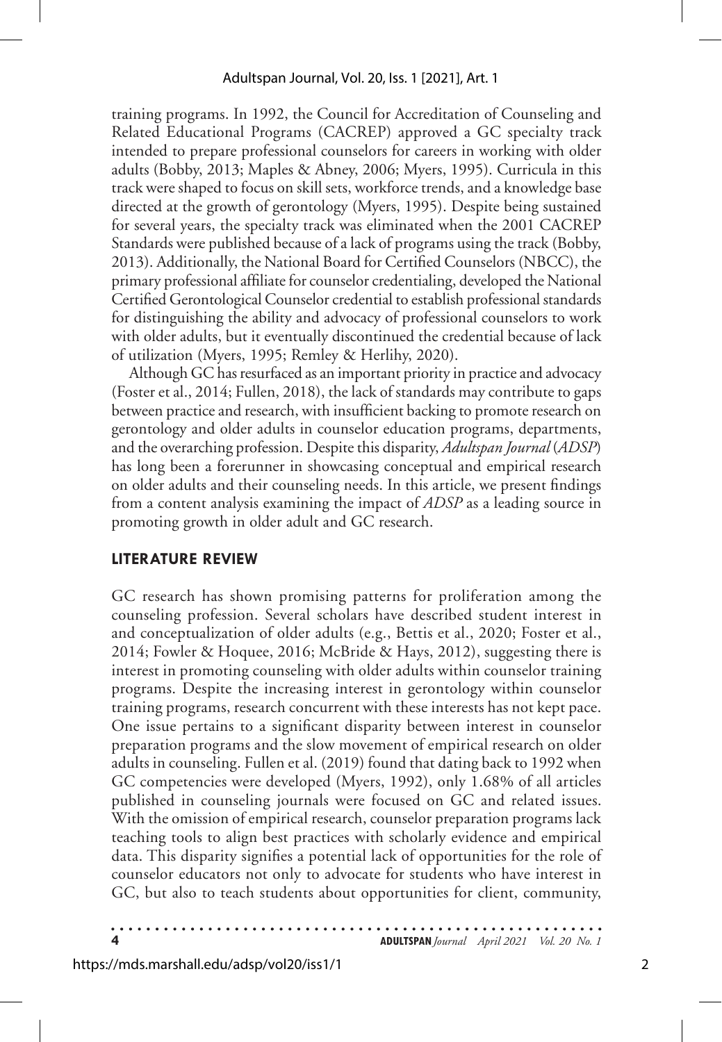training programs. In 1992, the Council for Accreditation of Counseling and Related Educational Programs (CACREP) approved a GC specialty track intended to prepare professional counselors for careers in working with older adults (Bobby, 2013; Maples & Abney, 2006; Myers, 1995). Curricula in this track were shaped to focus on skill sets, workforce trends, and a knowledge base directed at the growth of gerontology (Myers, 1995). Despite being sustained for several years, the specialty track was eliminated when the 2001 CACREP Standards were published because of a lack of programs using the track (Bobby, 2013). Additionally, the National Board for Certified Counselors (NBCC), the primary professional affiliate for counselor credentialing, developed the National Certified Gerontological Counselor credential to establish professional standards for distinguishing the ability and advocacy of professional counselors to work with older adults, but it eventually discontinued the credential because of lack of utilization (Myers, 1995; Remley & Herlihy, 2020).

Although GC has resurfaced as an important priority in practice and advocacy (Foster et al., 2014; Fullen, 2018), the lack of standards may contribute to gaps between practice and research, with insufficient backing to promote research on gerontology and older adults in counselor education programs, departments, and the overarching profession. Despite this disparity, *Adultspan Journal* (*ADSP*) has long been a forerunner in showcasing conceptual and empirical research on older adults and their counseling needs. In this article, we present findings from a content analysis examining the impact of *ADSP* as a leading source in promoting growth in older adult and GC research.

## LITERATURE REVIEW

GC research has shown promising patterns for proliferation among the counseling profession. Several scholars have described student interest in and conceptualization of older adults (e.g., Bettis et al., 2020; Foster et al., 2014; Fowler & Hoquee, 2016; McBride & Hays, 2012), suggesting there is interest in promoting counseling with older adults within counselor training programs. Despite the increasing interest in gerontology within counselor training programs, research concurrent with these interests has not kept pace. One issue pertains to a significant disparity between interest in counselor preparation programs and the slow movement of empirical research on older adults in counseling. Fullen et al. (2019) found that dating back to 1992 when GC competencies were developed (Myers, 1992), only 1.68% of all articles published in counseling journals were focused on GC and related issues. With the omission of empirical research, counselor preparation programs lack teaching tools to align best practices with scholarly evidence and empirical data. This disparity signifies a potential lack of opportunities for the role of counselor educators not only to advocate for students who have interest in GC, but also to teach students about opportunities for client, community,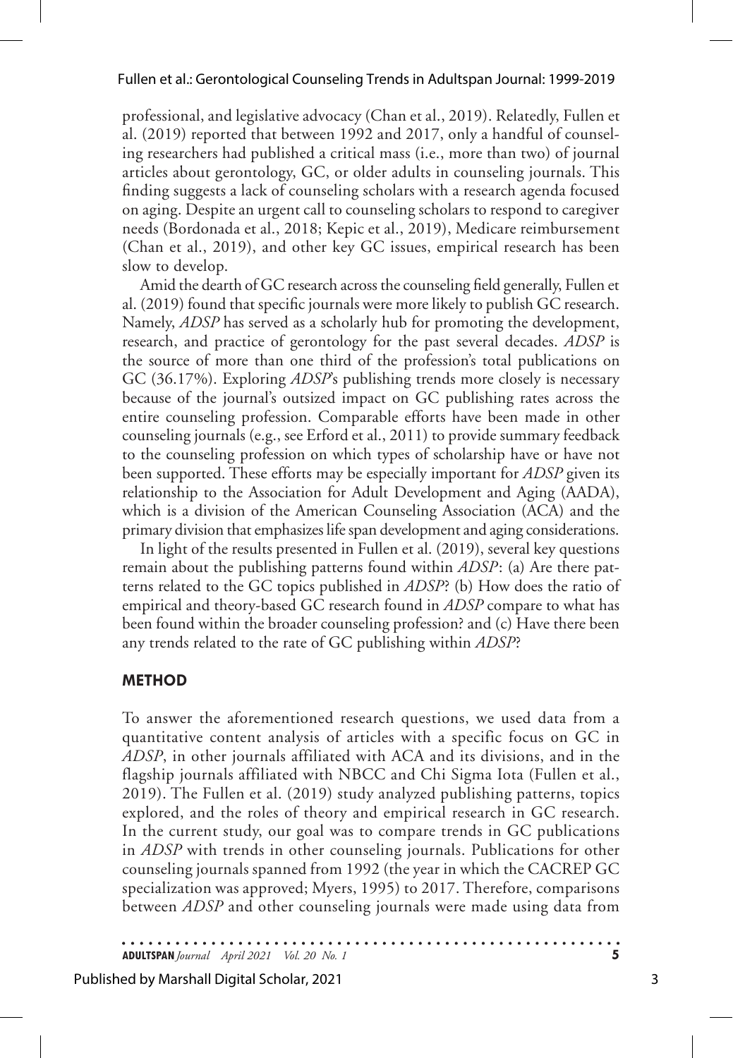professional, and legislative advocacy (Chan et al., 2019). Relatedly, Fullen et al. (2019) reported that between 1992 and 2017, only a handful of counseling researchers had published a critical mass (i.e., more than two) of journal articles about gerontology, GC, or older adults in counseling journals. This finding suggests a lack of counseling scholars with a research agenda focused on aging. Despite an urgent call to counseling scholars to respond to caregiver needs (Bordonada et al., 2018; Kepic et al., 2019), Medicare reimbursement (Chan et al., 2019), and other key GC issues, empirical research has been slow to develop.

Amid the dearth of GC research across the counseling field generally, Fullen et al. (2019) found that specific journals were more likely to publish GC research. Namely, *ADSP* has served as a scholarly hub for promoting the development, research, and practice of gerontology for the past several decades. *ADSP* is the source of more than one third of the profession's total publications on GC (36.17%). Exploring *ADSP*'s publishing trends more closely is necessary because of the journal's outsized impact on GC publishing rates across the entire counseling profession. Comparable efforts have been made in other counseling journals (e.g., see Erford et al., 2011) to provide summary feedback to the counseling profession on which types of scholarship have or have not been supported. These efforts may be especially important for *ADSP* given its relationship to the Association for Adult Development and Aging (AADA), which is a division of the American Counseling Association (ACA) and the primary division that emphasizes life span development and aging considerations.

In light of the results presented in Fullen et al. (2019), several key questions remain about the publishing patterns found within *ADSP*: (a) Are there patterns related to the GC topics published in *ADSP*? (b) How does the ratio of empirical and theory-based GC research found in *ADSP* compare to what has been found within the broader counseling profession? and (c) Have there been any trends related to the rate of GC publishing within *ADSP*?

## METHOD

To answer the aforementioned research questions, we used data from a quantitative content analysis of articles with a specific focus on GC in *ADSP*, in other journals affiliated with ACA and its divisions, and in the flagship journals affiliated with NBCC and Chi Sigma Iota (Fullen et al., 2019). The Fullen et al. (2019) study analyzed publishing patterns, topics explored, and the roles of theory and empirical research in GC research. In the current study, our goal was to compare trends in GC publications in *ADSP* with trends in other counseling journals. Publications for other counseling journals spanned from 1992 (the year in which the CACREP GC specialization was approved; Myers, 1995) to 2017. Therefore, comparisons between *ADSP* and other counseling journals were made using data from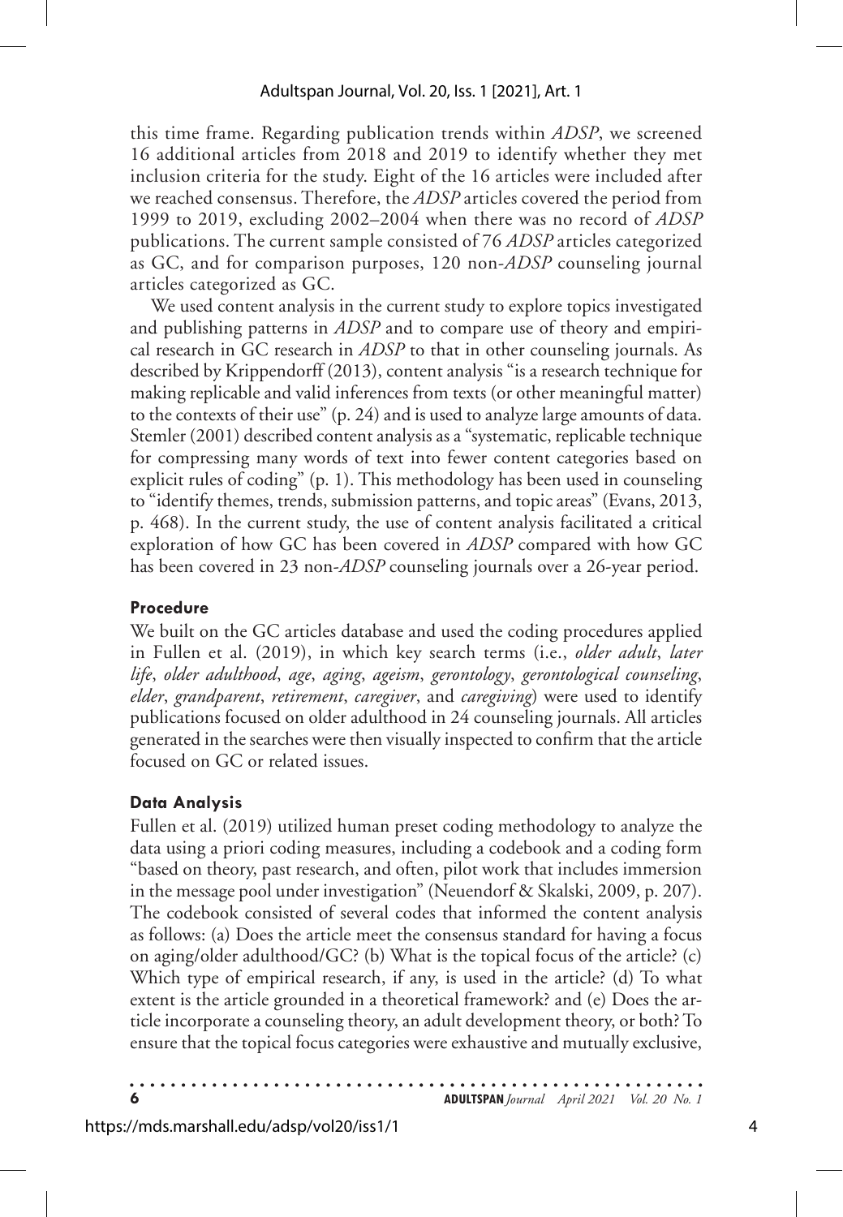this time frame. Regarding publication trends within *ADSP*, we screened 16 additional articles from 2018 and 2019 to identify whether they met inclusion criteria for the study. Eight of the 16 articles were included after we reached consensus. Therefore, the *ADSP* articles covered the period from 1999 to 2019, excluding 2002–2004 when there was no record of *ADSP* publications. The current sample consisted of 76 *ADSP* articles categorized as GC, and for comparison purposes, 120 non-*ADSP* counseling journal articles categorized as GC.

We used content analysis in the current study to explore topics investigated and publishing patterns in *ADSP* and to compare use of theory and empirical research in GC research in *ADSP* to that in other counseling journals. As described by Krippendorff (2013), content analysis "is a research technique for making replicable and valid inferences from texts (or other meaningful matter) to the contexts of their use" (p. 24) and is used to analyze large amounts of data. Stemler (2001) described content analysis as a "systematic, replicable technique for compressing many words of text into fewer content categories based on explicit rules of coding" (p. 1). This methodology has been used in counseling to "identify themes, trends, submission patterns, and topic areas" (Evans, 2013, p. 468). In the current study, the use of content analysis facilitated a critical exploration of how GC has been covered in *ADSP* compared with how GC has been covered in 23 non-*ADSP* counseling journals over a 26-year period.

### Procedure

We built on the GC articles database and used the coding procedures applied in Fullen et al. (2019), in which key search terms (i.e., *older adult*, *later life*, *older adulthood*, *age*, *aging*, *ageism*, *gerontology*, *gerontological counseling*, *elder*, *grandparent*, *retirement*, *caregiver*, and *caregiving*) were used to identify publications focused on older adulthood in 24 counseling journals. All articles generated in the searches were then visually inspected to confirm that the article focused on GC or related issues.

### Data Analysis

Fullen et al. (2019) utilized human preset coding methodology to analyze the data using a priori coding measures, including a codebook and a coding form "based on theory, past research, and often, pilot work that includes immersion in the message pool under investigation" (Neuendorf & Skalski, 2009, p. 207). The codebook consisted of several codes that informed the content analysis as follows: (a) Does the article meet the consensus standard for having a focus on aging/older adulthood/GC? (b) What is the topical focus of the article? (c) Which type of empirical research, if any, is used in the article? (d) To what extent is the article grounded in a theoretical framework? and (e) Does the article incorporate a counseling theory, an adult development theory, or both? To ensure that the topical focus categories were exhaustive and mutually exclusive,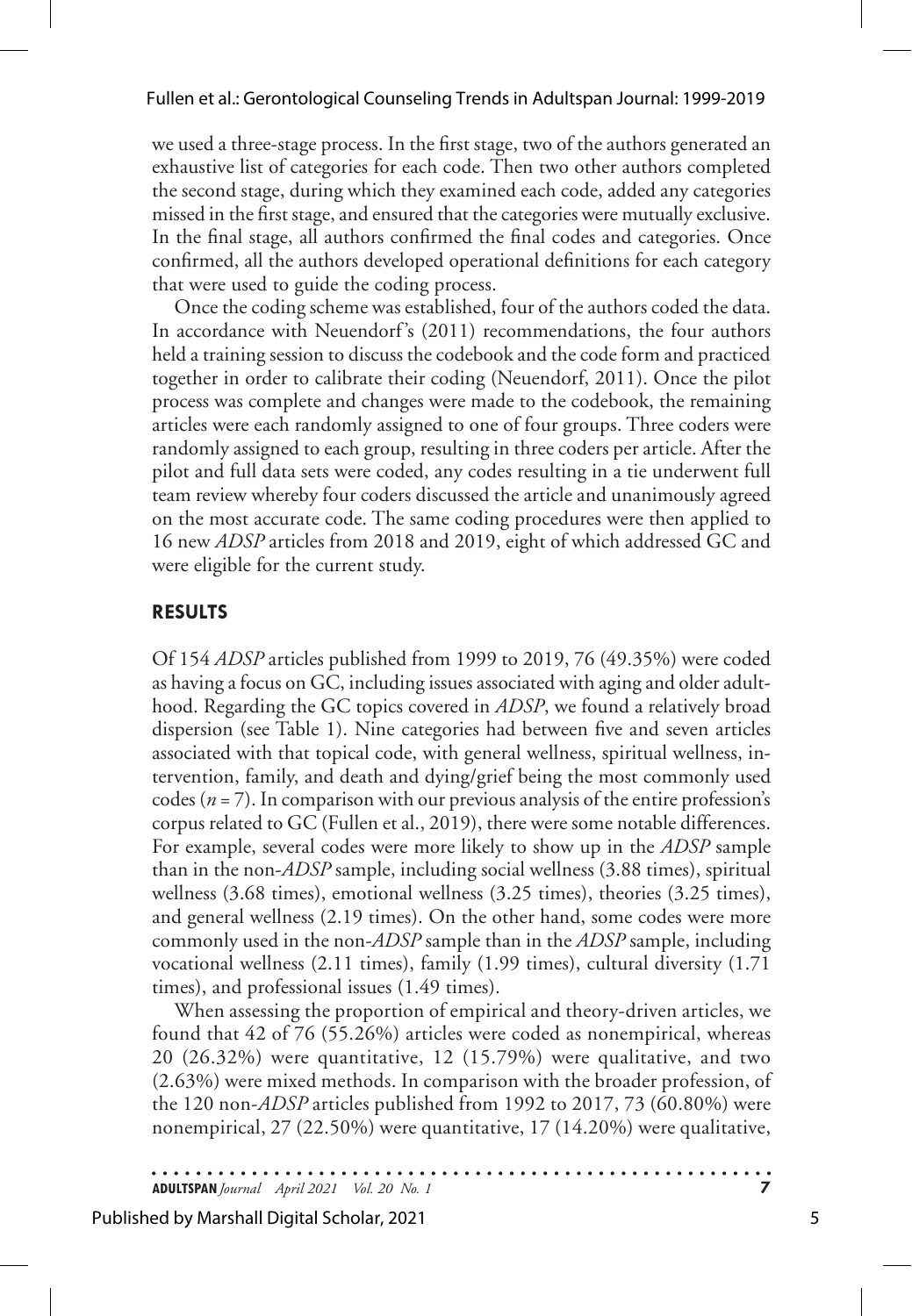we used a three-stage process. In the first stage, two of the authors generated an exhaustive list of categories for each code. Then two other authors completed the second stage, during which they examined each code, added any categories missed in the first stage, and ensured that the categories were mutually exclusive. In the final stage, all authors confirmed the final codes and categories. Once confirmed, all the authors developed operational definitions for each category that were used to guide the coding process.

Once the coding scheme was established, four of the authors coded the data. In accordance with Neuendorf's (2011) recommendations, the four authors held a training session to discuss the codebook and the code form and practiced together in order to calibrate their coding (Neuendorf, 2011). Once the pilot process was complete and changes were made to the codebook, the remaining articles were each randomly assigned to one of four groups. Three coders were randomly assigned to each group, resulting in three coders per article. After the pilot and full data sets were coded, any codes resulting in a tie underwent full team review whereby four coders discussed the article and unanimously agreed on the most accurate code. The same coding procedures were then applied to 16 new *ADSP* articles from 2018 and 2019, eight of which addressed GC and were eligible for the current study.

## RESULTS

Of 154 *ADSP* articles published from 1999 to 2019, 76 (49.35%) were coded as having a focus on GC, including issues associated with aging and older adulthood. Regarding the GC topics covered in *ADSP*, we found a relatively broad dispersion (see Table 1). Nine categories had between five and seven articles associated with that topical code, with general wellness, spiritual wellness, intervention, family, and death and dying/grief being the most commonly used codes ($n = 7$). In comparison with our previous analysis of the entire profession's corpus related to GC (Fullen et al., 2019), there were some notable differences. For example, several codes were more likely to show up in the *ADSP* sample than in the non-*ADSP* sample, including social wellness (3.88 times), spiritual wellness (3.68 times), emotional wellness (3.25 times), theories (3.25 times), and general wellness (2.19 times). On the other hand, some codes were more commonly used in the non-*ADSP* sample than in the *ADSP* sample, including vocational wellness (2.11 times), family (1.99 times), cultural diversity (1.71 times), and professional issues (1.49 times).

When assessing the proportion of empirical and theory-driven articles, we found that 42 of 76 (55.26%) articles were coded as nonempirical, whereas 20 (26.32%) were quantitative, 12 (15.79%) were qualitative, and two (2.63%) were mixed methods. In comparison with the broader profession, of the 120 non-*ADSP* articles published from 1992 to 2017, 73 (60.80%) were nonempirical, 27 (22.50%) were quantitative, 17 (14.20%) were qualitative,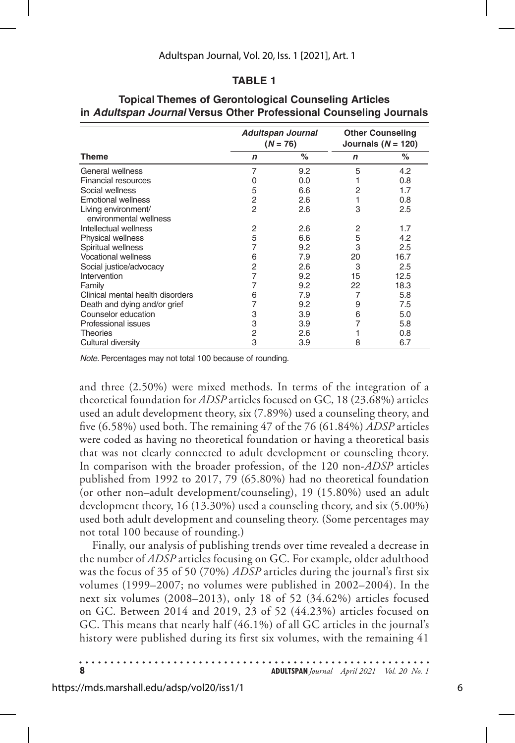**TABLE 1**

**Topical Themes of Gerontological Counseling Articles in *Adultspan Journal* Versus Other Professional Counseling Journals**

| | *Adultspan Journal* ($N$ = 76) | | Other Counseling Journals ($N$ = 120) | |
|---|---|---|---|---|
| **Theme** | ***n*** | **%** | ***n*** | **%** |
| General wellness | 7 | 9.2 | 5 | 4.2 |
| Financial resources | 0 | 0.0 | 1 | 0.8 |
| Social wellness | 5 | 6.6 | 2 | 1.7 |
| Emotional wellness | 2 | 2.6 | 1 | 0.8 |
| Living environment/ environmental wellness | 2 | 2.6 | 3 | 2.5 |
| Intellectual wellness | 2 | 2.6 | 2 | 1.7 |
| Physical wellness | 5 | 6.6 | 5 | 4.2 |
| Spiritual wellness | 7 | 9.2 | 3 | 2.5 |
| Vocational wellness | 6 | 7.9 | 20 | 16.7 |
| Social justice/advocacy | 2 | 2.6 | 3 | 2.5 |
| Intervention | 7 | 9.2 | 15 | 12.5 |
| Family | 7 | 9.2 | 22 | 18.3 |
| Clinical mental health disorders | 6 | 7.9 | 7 | 5.8 |
| Death and dying and/or grief | 7 | 9.2 | 9 | 7.5 |
| Counselor education | 3 | 3.9 | 6 | 5.0 |
| Professional issues | 3 | 3.9 | 7 | 5.8 |
| Theories | 2 | 2.6 | 1 | 0.8 |
| Cultural diversity | 3 | 3.9 | 8 | 6.7 |

*Note*. Percentages may not total 100 because of rounding.

and three (2.50%) were mixed methods. In terms of the integration of a theoretical foundation for *ADSP* articles focused on GC, 18 (23.68%) articles used an adult development theory, six (7.89%) used a counseling theory, and five (6.58%) used both. The remaining 47 of the 76 (61.84%) *ADSP* articles were coded as having no theoretical foundation or having a theoretical basis that was not clearly connected to adult development or counseling theory. In comparison with the broader profession, of the 120 non-*ADSP* articles published from 1992 to 2017, 79 (65.80%) had no theoretical foundation (or other non–adult development/counseling), 19 (15.80%) used an adult development theory, 16 (13.30%) used a counseling theory, and six (5.00%) used both adult development and counseling theory. (Some percentages may not total 100 because of rounding.)

Finally, our analysis of publishing trends over time revealed a decrease in the number of *ADSP* articles focusing on GC. For example, older adulthood was the focus of 35 of 50 (70%) *ADSP* articles during the journal's first six volumes (1999–2007; no volumes were published in 2002–2004). In the next six volumes (2008–2013), only 18 of 52 (34.62%) articles focused on GC. Between 2014 and 2019, 23 of 52 (44.23%) articles focused on GC. This means that nearly half (46.1%) of all GC articles in the journal's history were published during its first six volumes, with the remaining 41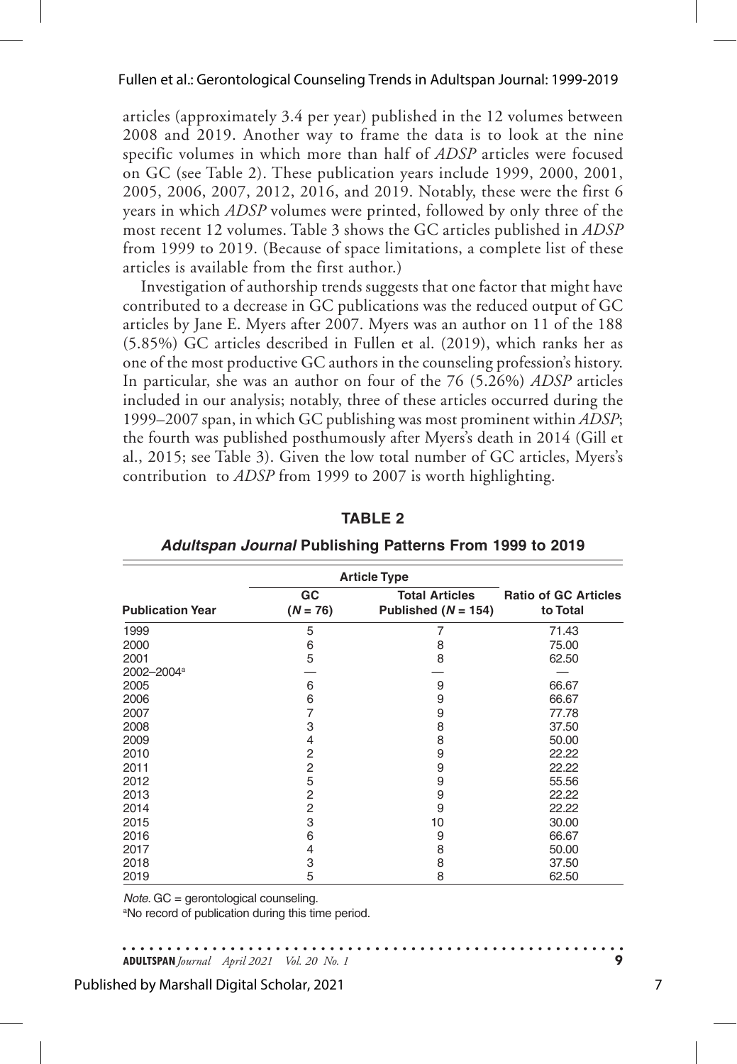articles (approximately 3.4 per year) published in the 12 volumes between 2008 and 2019. Another way to frame the data is to look at the nine specific volumes in which more than half of *ADSP* articles were focused on GC (see Table 2). These publication years include 1999, 2000, 2001, 2005, 2006, 2007, 2012, 2016, and 2019. Notably, these were the first 6 years in which *ADSP* volumes were printed, followed by only three of the most recent 12 volumes. Table 3 shows the GC articles published in *ADSP* from 1999 to 2019. (Because of space limitations, a complete list of these articles is available from the first author.)

Investigation of authorship trends suggests that one factor that might have contributed to a decrease in GC publications was the reduced output of GC articles by Jane E. Myers after 2007. Myers was an author on 11 of the 188 (5.85%) GC articles described in Fullen et al. (2019), which ranks her as one of the most productive GC authors in the counseling profession's history. In particular, she was an author on four of the 76 (5.26%) *ADSP* articles included in our analysis; notably, three of these articles occurred during the 1999–2007 span, in which GC publishing was most prominent within *ADSP*; the fourth was published posthumously after Myers's death in 2014 (Gill et al., 2015; see Table 3). Given the low total number of GC articles, Myers's contribution to *ADSP* from 1999 to 2007 is worth highlighting.

**TABLE 2**

***Adultspan Journal* Publishing Patterns From 1999 to 2019**

| | Article Type | | |
|---|---|---|---|
| **Publication Year** | **GC ($N$ = 76)** | **Total Articles Published ($N$ = 154)** | **Ratio of GC Articles to Total** |
| 1999 | 5 | 7 | 71.43 |
| 2000 | 6 | 8 | 75.00 |
| 2001 | 5 | 8 | 62.50 |
| 2002–2004[a] | — | — | — |
| 2005 | 6 | 9 | 66.67 |
| 2006 | 6 | 9 | 66.67 |
| 2007 | 7 | 9 | 77.78 |
| 2008 | 3 | 8 | 37.50 |
| 2009 | 4 | 8 | 50.00 |
| 2010 | 2 | 9 | 22.22 |
| 2011 | 2 | 9 | 22.22 |
| 2012 | 5 | 9 | 55.56 |
| 2013 | 2 | 9 | 22.22 |
| 2014 | 2 | 9 | 22.22 |
| 2015 | 3 | 10 | 30.00 |
| 2016 | 6 | 9 | 66.67 |
| 2017 | 4 | 8 | 50.00 |
| 2018 | 3 | 8 | 37.50 |
| 2019 | 5 | 8 | 62.50 |

*Note.* GC = gerontological counseling.

[a]No record of publication during this time period.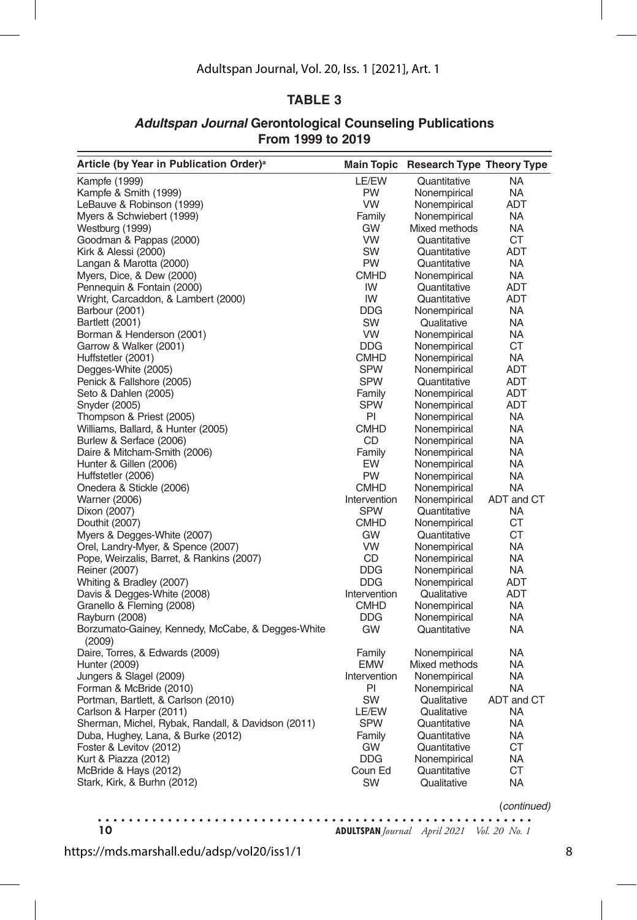**TABLE 3**

***Adultspan Journal* Gerontological Counseling Publications From 1999 to 2019**

| Article (by Year in Publication Order)[a] | Main Topic | Research Type | Theory Type |
|---|---|---|---|
| Kampfe (1999) | LE/EW | Quantitative | NA |
| Kampfe & Smith (1999) | PW | Nonempirical | NA |
| LeBauve & Robinson (1999) | VW | Nonempirical | ADT |
| Myers & Schwiebert (1999) | Family | Nonempirical | NA |
| Westburg (1999) | GW | Mixed methods | NA |
| Goodman & Pappas (2000) | VW | Quantitative | CT |
| Kirk & Alessi (2000) | SW | Quantitative | ADT |
| Langan & Marotta (2000) | PW | Quantitative | NA |
| Myers, Dice, & Dew (2000) | CMHD | Nonempirical | NA |
| Pennequin & Fontain (2000) | IW | Quantitative | ADT |
| Wright, Carcaddon, & Lambert (2000) | IW | Quantitative | ADT |
| Barbour (2001) | DDG | Nonempirical | NA |
| Bartlett (2001) | SW | Qualitative | NA |
| Borman & Henderson (2001) | VW | Nonempirical | NA |
| Garrow & Walker (2001) | DDG | Nonempirical | CT |
| Huffstetler (2001) | CMHD | Nonempirical | NA |
| Degges-White (2005) | SPW | Nonempirical | ADT |
| Penick & Fallshore (2005) | SPW | Quantitative | ADT |
| Seto & Dahlen (2005) | Family | Nonempirical | ADT |
| Snyder (2005) | SPW | Nonempirical | ADT |
| Thompson & Priest (2005) | PI | Nonempirical | NA |
| Williams, Ballard, & Hunter (2005) | CMHD | Nonempirical | NA |
| Burlew & Serface (2006) | CD | Nonempirical | NA |
| Daire & Mitcham-Smith (2006) | Family | Nonempirical | NA |
| Hunter & Gillen (2006) | EW | Nonempirical | NA |
| Huffstetler (2006) | PW | Nonempirical | NA |
| Onedera & Stickle (2006) | CMHD | Nonempirical | NA |
| Warner (2006) | Intervention | Nonempirical | ADT and CT |
| Dixon (2007) | SPW | Quantitative | NA |
| Douthit (2007) | CMHD | Nonempirical | CT |
| Myers & Degges-White (2007) | GW | Quantitative | CT |
| Orel, Landry-Myer, & Spence (2007) | VW | Nonempirical | NA |
| Pope, Weirzalis, Barret, & Rankins (2007) | CD | Nonempirical | NA |
| Reiner (2007) | DDG | Nonempirical | NA |
| Whiting & Bradley (2007) | DDG | Nonempirical | ADT |
| Davis & Degges-White (2008) | Intervention | Qualitative | ADT |
| Granello & Fleming (2008) | CMHD | Nonempirical | NA |
| Rayburn (2008) | DDG | Nonempirical | NA |
| Borzumato-Gainey, Kennedy, McCabe, & Degges-White (2009) | GW | Quantitative | NA |
| Daire, Torres, & Edwards (2009) | Family | Nonempirical | NA |
| Hunter (2009) | EMW | Mixed methods | NA |
| Jungers & Slagel (2009) | Intervention | Nonempirical | NA |
| Forman & McBride (2010) | PI | Nonempirical | NA |
| Portman, Bartlett, & Carlson (2010) | SW | Qualitative | ADT and CT |
| Carlson & Harper (2011) | LE/EW | Qualitative | NA |
| Sherman, Michel, Rybak, Randall, & Davidson (2011) | SPW | Quantitative | NA |
| Duba, Hughey, Lana, & Burke (2012) | Family | Quantitative | NA |
| Foster & Levitov (2012) | GW | Quantitative | CT |
| Kurt & Piazza (2012) | DDG | Nonempirical | NA |
| McBride & Hays (2012) | Coun Ed | Quantitative | CT |
| Stark, Kirk, & Burhn (2012) | SW | Qualitative | NA |

(*continued*)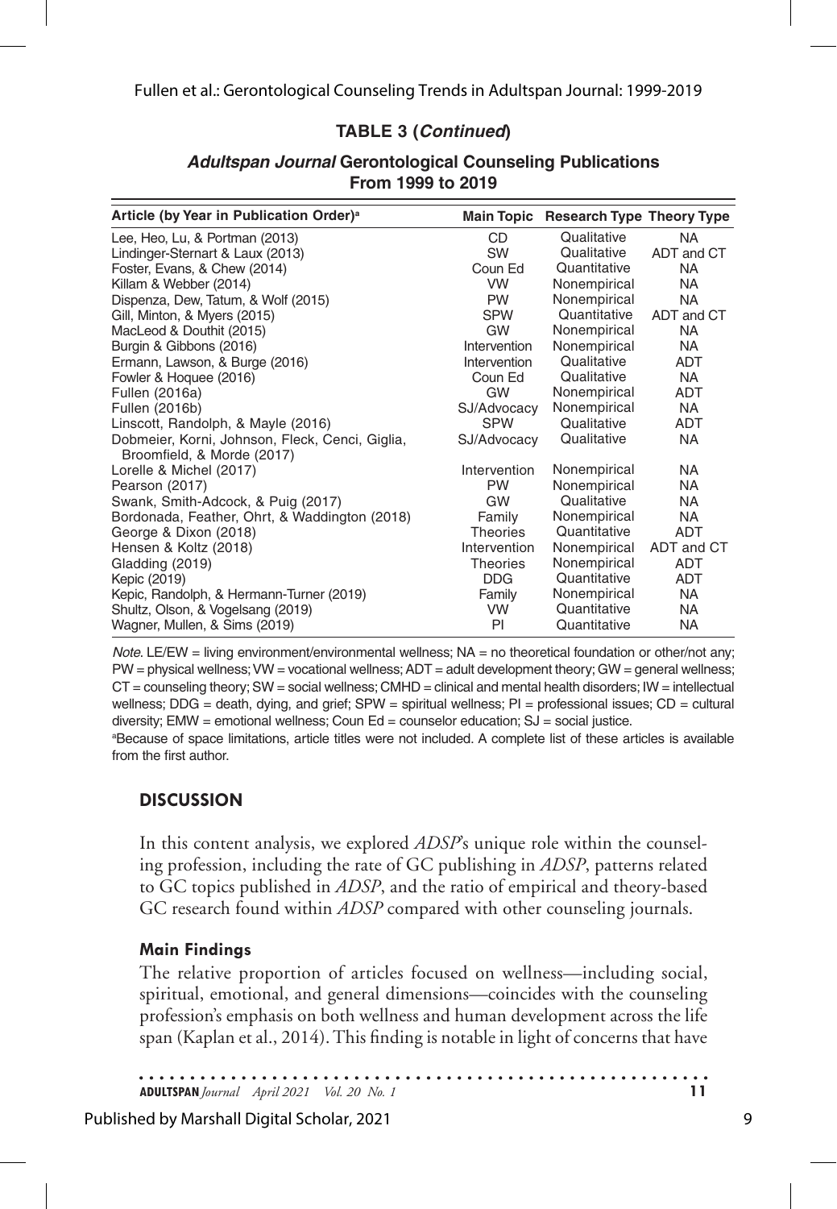**TABLE 3 (*Continued*)**

***Adultspan Journal* Gerontological Counseling Publications From 1999 to 2019**

| Article (by Year in Publication Order)[a] | Main Topic | Research Type | Theory Type |
|---|---|---|---|
| Lee, Heo, Lu, & Portman (2013) | CD | Qualitative | NA |
| Lindinger-Sternart & Laux (2013) | SW | Qualitative | ADT and CT |
| Foster, Evans, & Chew (2014) | Coun Ed | Quantitative | NA |
| Killam & Webber (2014) | VW | Nonempirical | NA |
| Dispenza, Dew, Tatum, & Wolf (2015) | PW | Nonempirical | NA |
| Gill, Minton, & Myers (2015) | SPW | Quantitative | ADT and CT |
| MacLeod & Douthit (2015) | GW | Nonempirical | NA |
| Burgin & Gibbons (2016) | Intervention | Nonempirical | NA |
| Ermann, Lawson, & Burge (2016) | Intervention | Qualitative | ADT |
| Fowler & Hoquee (2016) | Coun Ed | Qualitative | NA |
| Fullen (2016a) | GW | Nonempirical | ADT |
| Fullen (2016b) | SJ/Advocacy | Nonempirical | NA |
| Linscott, Randolph, & Mayle (2016) | SPW | Qualitative | ADT |
| Dobmeier, Korni, Johnson, Fleck, Cenci, Giglia, Broomfield, & Morde (2017) | SJ/Advocacy | Qualitative | NA |
| Lorelle & Michel (2017) | Intervention | Nonempirical | NA |
| Pearson (2017) | PW | Nonempirical | NA |
| Swank, Smith-Adcock, & Puig (2017) | GW | Qualitative | NA |
| Bordonada, Feather, Ohrt, & Waddington (2018) | Family | Nonempirical | NA |
| George & Dixon (2018) | Theories | Quantitative | ADT |
| Hensen & Koltz (2018) | Intervention | Nonempirical | ADT and CT |
| Gladding (2019) | Theories | Nonempirical | ADT |
| Kepic (2019) | DDG | Quantitative | ADT |
| Kepic, Randolph, & Hermann-Turner (2019) | Family | Nonempirical | NA |
| Shultz, Olson, & Vogelsang (2019) | VW | Quantitative | NA |
| Wagner, Mullen, & Sims (2019) | PI | Quantitative | NA |

*Note*. LE/EW = living environment/environmental wellness; NA = no theoretical foundation or other/not any; PW = physical wellness; VW = vocational wellness; ADT = adult development theory; GW = general wellness; CT = counseling theory; SW = social wellness; CMHD = clinical and mental health disorders; IW = intellectual wellness; DDG = death, dying, and grief; SPW = spiritual wellness; PI = professional issues; CD = cultural diversity; EMW = emotional wellness; Coun Ed = counselor education; SJ = social justice.
[a]Because of space limitations, article titles were not included. A complete list of these articles is available from the first author.

## DISCUSSION

In this content analysis, we explored *ADSP*'s unique role within the counseling profession, including the rate of GC publishing in *ADSP*, patterns related to GC topics published in *ADSP*, and the ratio of empirical and theory-based GC research found within *ADSP* compared with other counseling journals.

### Main Findings

The relative proportion of articles focused on wellness—including social, spiritual, emotional, and general dimensions—coincides with the counseling profession's emphasis on both wellness and human development across the life span (Kaplan et al., 2014). This finding is notable in light of concerns that have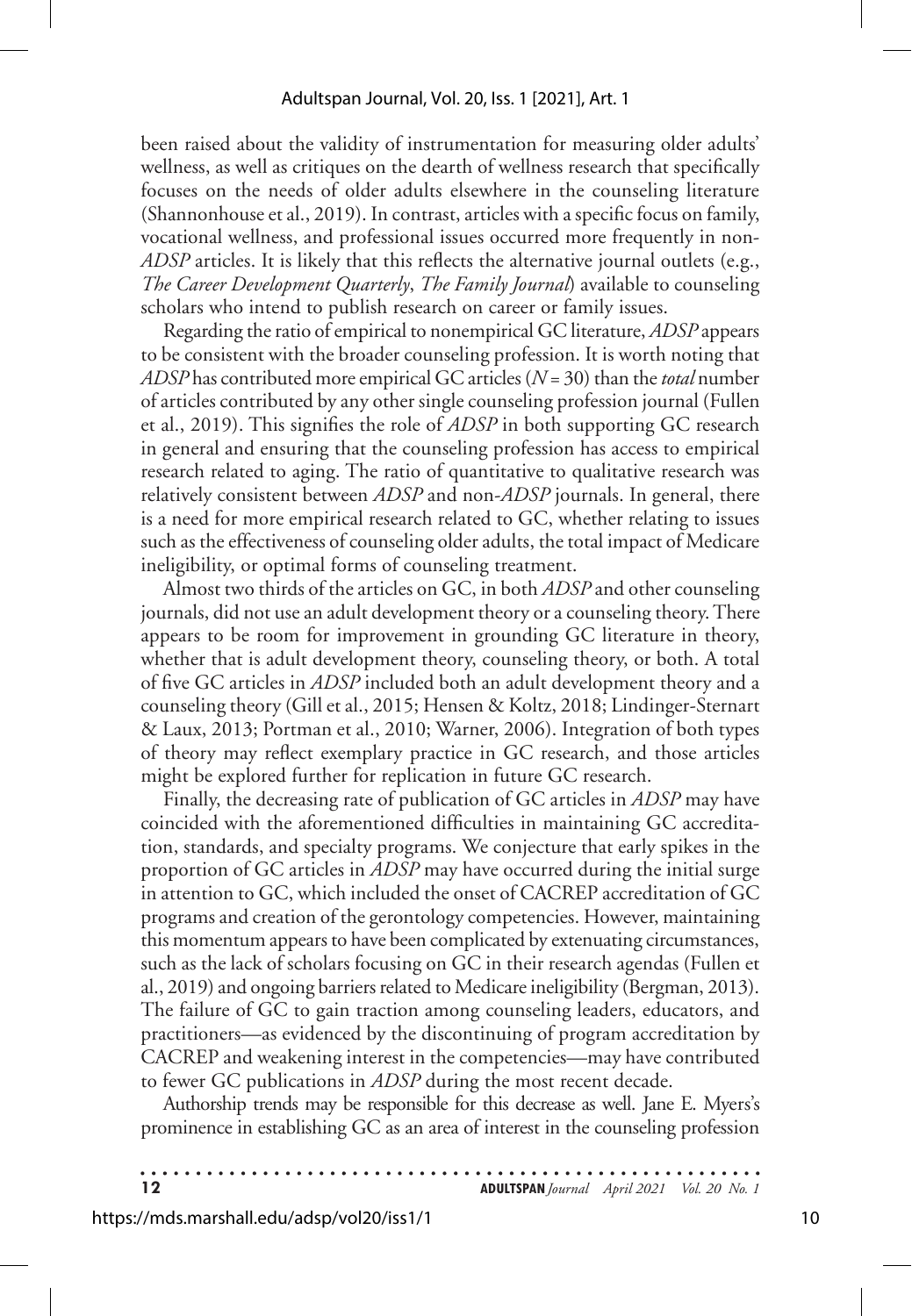been raised about the validity of instrumentation for measuring older adults' wellness, as well as critiques on the dearth of wellness research that specifically focuses on the needs of older adults elsewhere in the counseling literature (Shannonhouse et al., 2019). In contrast, articles with a specific focus on family, vocational wellness, and professional issues occurred more frequently in non-*ADSP* articles. It is likely that this reflects the alternative journal outlets (e.g., *The Career Development Quarterly*, *The Family Journal*) available to counseling scholars who intend to publish research on career or family issues.

Regarding the ratio of empirical to nonempirical GC literature, *ADSP* appears to be consistent with the broader counseling profession. It is worth noting that *ADSP* has contributed more empirical GC articles ($N = 30$) than the *total* number of articles contributed by any other single counseling profession journal (Fullen et al., 2019). This signifies the role of *ADSP* in both supporting GC research in general and ensuring that the counseling profession has access to empirical research related to aging. The ratio of quantitative to qualitative research was relatively consistent between *ADSP* and non-*ADSP* journals. In general, there is a need for more empirical research related to GC, whether relating to issues such as the effectiveness of counseling older adults, the total impact of Medicare ineligibility, or optimal forms of counseling treatment.

Almost two thirds of the articles on GC, in both *ADSP* and other counseling journals, did not use an adult development theory or a counseling theory. There appears to be room for improvement in grounding GC literature in theory, whether that is adult development theory, counseling theory, or both. A total of five GC articles in *ADSP* included both an adult development theory and a counseling theory (Gill et al., 2015; Hensen & Koltz, 2018; Lindinger-Sternart & Laux, 2013; Portman et al., 2010; Warner, 2006). Integration of both types of theory may reflect exemplary practice in GC research, and those articles might be explored further for replication in future GC research.

Finally, the decreasing rate of publication of GC articles in *ADSP* may have coincided with the aforementioned difficulties in maintaining GC accreditation, standards, and specialty programs. We conjecture that early spikes in the proportion of GC articles in *ADSP* may have occurred during the initial surge in attention to GC, which included the onset of CACREP accreditation of GC programs and creation of the gerontology competencies. However, maintaining this momentum appears to have been complicated by extenuating circumstances, such as the lack of scholars focusing on GC in their research agendas (Fullen et al., 2019) and ongoing barriers related to Medicare ineligibility (Bergman, 2013). The failure of GC to gain traction among counseling leaders, educators, and practitioners—as evidenced by the discontinuing of program accreditation by CACREP and weakening interest in the competencies—may have contributed to fewer GC publications in *ADSP* during the most recent decade.

Authorship trends may be responsible for this decrease as well. Jane E. Myers's prominence in establishing GC as an area of interest in the counseling profession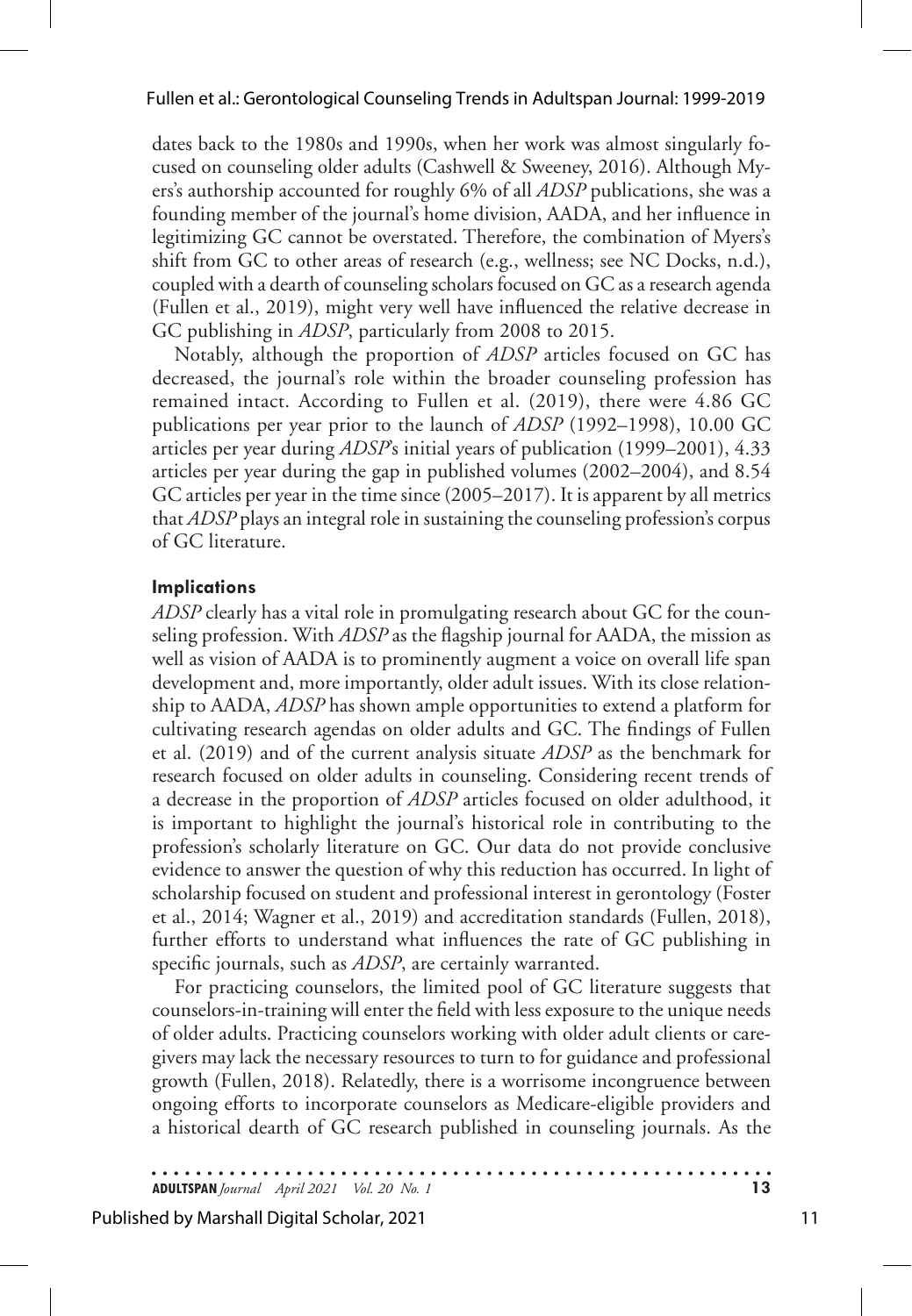dates back to the 1980s and 1990s, when her work was almost singularly focused on counseling older adults (Cashwell & Sweeney, 2016). Although Myers's authorship accounted for roughly 6% of all *ADSP* publications, she was a founding member of the journal's home division, AADA, and her influence in legitimizing GC cannot be overstated. Therefore, the combination of Myers's shift from GC to other areas of research (e.g., wellness; see NC Docks, n.d.), coupled with a dearth of counseling scholars focused on GC as a research agenda (Fullen et al., 2019), might very well have influenced the relative decrease in GC publishing in *ADSP*, particularly from 2008 to 2015.

Notably, although the proportion of *ADSP* articles focused on GC has decreased, the journal's role within the broader counseling profession has remained intact. According to Fullen et al. (2019), there were 4.86 GC publications per year prior to the launch of *ADSP* (1992–1998), 10.00 GC articles per year during *ADSP*'s initial years of publication (1999–2001), 4.33 articles per year during the gap in published volumes (2002–2004), and 8.54 GC articles per year in the time since (2005–2017). It is apparent by all metrics that *ADSP* plays an integral role in sustaining the counseling profession's corpus of GC literature.

### Implications

*ADSP* clearly has a vital role in promulgating research about GC for the counseling profession. With *ADSP* as the flagship journal for AADA, the mission as well as vision of AADA is to prominently augment a voice on overall life span development and, more importantly, older adult issues. With its close relationship to AADA, *ADSP* has shown ample opportunities to extend a platform for cultivating research agendas on older adults and GC. The findings of Fullen et al. (2019) and of the current analysis situate *ADSP* as the benchmark for research focused on older adults in counseling. Considering recent trends of a decrease in the proportion of *ADSP* articles focused on older adulthood, it is important to highlight the journal's historical role in contributing to the profession's scholarly literature on GC. Our data do not provide conclusive evidence to answer the question of why this reduction has occurred. In light of scholarship focused on student and professional interest in gerontology (Foster et al., 2014; Wagner et al., 2019) and accreditation standards (Fullen, 2018), further efforts to understand what influences the rate of GC publishing in specific journals, such as *ADSP*, are certainly warranted.

For practicing counselors, the limited pool of GC literature suggests that counselors-in-training will enter the field with less exposure to the unique needs of older adults. Practicing counselors working with older adult clients or caregivers may lack the necessary resources to turn to for guidance and professional growth (Fullen, 2018). Relatedly, there is a worrisome incongruence between ongoing efforts to incorporate counselors as Medicare-eligible providers and a historical dearth of GC research published in counseling journals. As the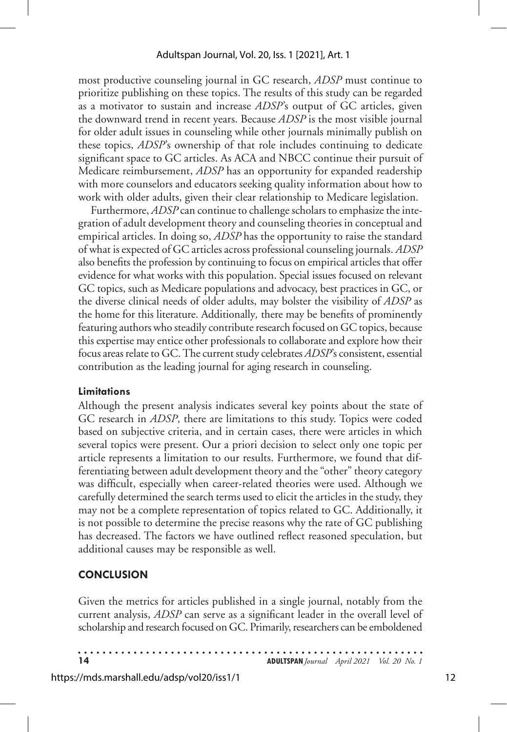most productive counseling journal in GC research, *ADSP* must continue to prioritize publishing on these topics. The results of this study can be regarded as a motivator to sustain and increase *ADSP*'s output of GC articles, given the downward trend in recent years. Because *ADSP* is the most visible journal for older adult issues in counseling while other journals minimally publish on these topics, *ADSP*'s ownership of that role includes continuing to dedicate significant space to GC articles. As ACA and NBCC continue their pursuit of Medicare reimbursement, *ADSP* has an opportunity for expanded readership with more counselors and educators seeking quality information about how to work with older adults, given their clear relationship to Medicare legislation.

Furthermore, *ADSP* can continue to challenge scholars to emphasize the integration of adult development theory and counseling theories in conceptual and empirical articles. In doing so, *ADSP* has the opportunity to raise the standard of what is expected of GC articles across professional counseling journals. *ADSP* also benefits the profession by continuing to focus on empirical articles that offer evidence for what works with this population. Special issues focused on relevant GC topics, such as Medicare populations and advocacy, best practices in GC, or the diverse clinical needs of older adults, may bolster the visibility of *ADSP* as the home for this literature. Additionally, there may be benefits of prominently featuring authors who steadily contribute research focused on GC topics, because this expertise may entice other professionals to collaborate and explore how their focus areas relate to GC. The current study celebrates *ADSP*'s consistent, essential contribution as the leading journal for aging research in counseling.

### Limitations

Although the present analysis indicates several key points about the state of GC research in *ADSP*, there are limitations to this study. Topics were coded based on subjective criteria, and in certain cases, there were articles in which several topics were present. Our a priori decision to select only one topic per article represents a limitation to our results. Furthermore, we found that differentiating between adult development theory and the "other" theory category was difficult, especially when career-related theories were used. Although we carefully determined the search terms used to elicit the articles in the study, they may not be a complete representation of topics related to GC. Additionally, it is not possible to determine the precise reasons why the rate of GC publishing has decreased. The factors we have outlined reflect reasoned speculation, but additional causes may be responsible as well.

## CONCLUSION

Given the metrics for articles published in a single journal, notably from the current analysis, *ADSP* can serve as a significant leader in the overall level of scholarship and research focused on GC. Primarily, researchers can be emboldened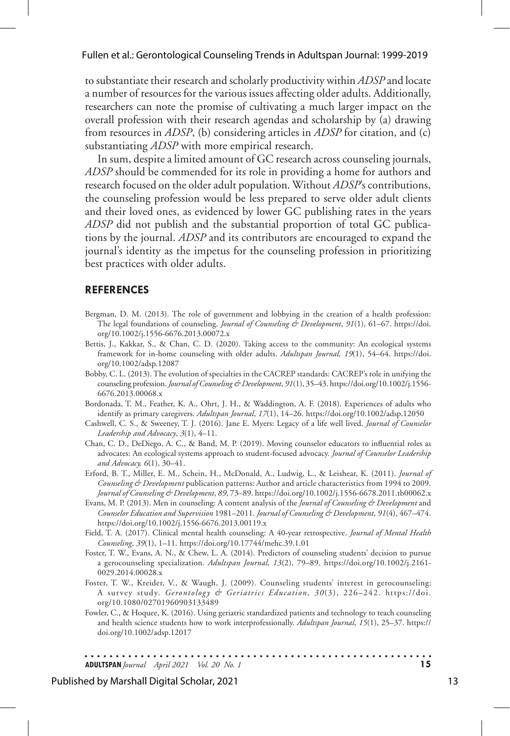to substantiate their research and scholarly productivity within *ADSP* and locate a number of resources for the various issues affecting older adults. Additionally, researchers can note the promise of cultivating a much larger impact on the overall profession with their research agendas and scholarship by (a) drawing from resources in *ADSP*, (b) considering articles in *ADSP* for citation, and (c) substantiating *ADSP* with more empirical research.

In sum, despite a limited amount of GC research across counseling journals, *ADSP* should be commended for its role in providing a home for authors and research focused on the older adult population. Without *ADSP*'s contributions, the counseling profession would be less prepared to serve older adult clients and their loved ones, as evidenced by lower GC publishing rates in the years *ADSP* did not publish and the substantial proportion of total GC publications by the journal. *ADSP* and its contributors are encouraged to expand the journal's identity as the impetus for the counseling profession in prioritizing best practices with older adults.

## REFERENCES

Bergman, D. M. (2013). The role of government and lobbying in the creation of a health profession: The legal foundations of counseling. *Journal of Counseling & Development*, *91*(1), 61–67. https://doi.org/10.1002/j.1556-6676.2013.00072.x

Bettis, J., Kakkar, S., & Chan, C. D. (2020). Taking access to the community: An ecological systems framework for in-home counseling with older adults. *Adultspan Journal, 19*(1), 54–64. https://doi.org/10.1002/adsp.12087

Bobby, C. L. (2013). The evolution of specialties in the CACREP standards: CACREP's role in unifying the counseling profession. *Journal of Counseling & Development*, *91*(1), 35–43. https://doi.org/10.1002/j.1556-6676.2013.00068.x

Bordonada, T. M., Feather, K. A., Ohrt, J. H., & Waddington, A. F. (2018). Experiences of adults who identify as primary caregivers. *Adultspan Journal*, *17*(1), 14–26. https://doi.org/10.1002/adsp.12050

Cashwell, C. S., & Sweeney, T. J. (2016). Jane E. Myers: Legacy of a life well lived. *Journal of Counselor Leadership and Advocacy*, *3*(1), 4–11.

Chan, C. D., DeDiego, A. C., & Band, M. P. (2019). Moving counselor educators to influential roles as advocates: An ecological systems approach to student-focused advocacy. *Journal of Counselor Leadership and Advocacy, 6*(1), 30–41.

Erford, B. T., Miller, E. M., Schein, H., McDonald, A., Ludwig, L., & Leishear, K. (2011). *Journal of Counseling & Development* publication patterns: Author and article characteristics from 1994 to 2009. *Journal of Counseling & Development*, *89*, 73–89. https://doi.org/10.1002/j.1556-6678.2011.tb00062.x

Evans, M. P. (2013). Men in counseling: A content analysis of the *Journal of Counseling & Development* and *Counselor Education and Supervision* 1981–2011. *Journal of Counseling & Development*, *91*(4), 467–474. https://doi.org/10.1002/j.1556-6676.2013.00119.x

Field, T. A. (2017). Clinical mental health counseling: A 40-year retrospective. *Journal of Mental Health Counseling*, *39*(1), 1–11. https://doi.org/10.17744/mehc.39.1.01

Foster, T. W., Evans, A. N., & Chew, L. A. (2014). Predictors of counseling students' decision to pursue a gerocounseling specialization. *Adultspan Journal, 13*(2), 79–89. https://doi.org/10.1002/j.2161-0029.2014.00028.x

Foster, T. W., Kreider, V., & Waugh, J. (2009). Counseling students' interest in gerocounseling: A survey study. *Gerontology & Geriatrics Education, 30*(3), 226–242. https://doi.org/10.1080/02701960903133489

Fowler, C., & Hoquee, K. (2016). Using geriatric standardized patients and technology to teach counseling and health science students how to work interprofessionally. *Adultspan Journal*, *15*(1), 25–37. https://doi.org/10.1002/adsp.12017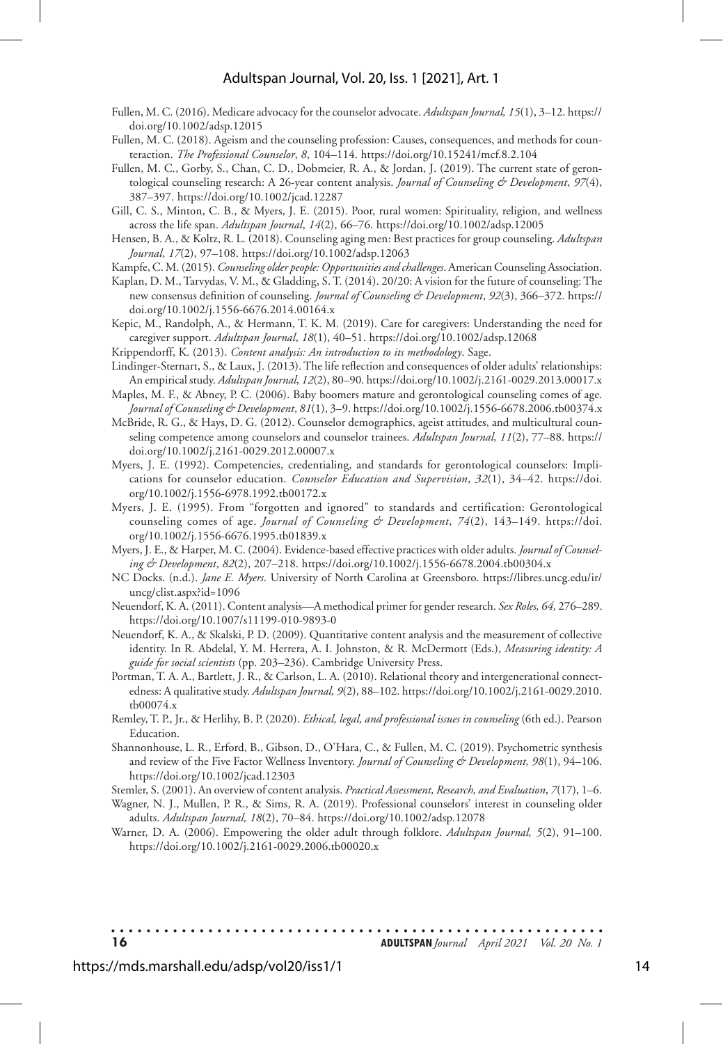Fullen, M. C. (2016). Medicare advocacy for the counselor advocate. *Adultspan Journal, 15*(1), 3–12. https://doi.org/10.1002/adsp.12015

Fullen, M. C. (2018). Ageism and the counseling profession: Causes, consequences, and methods for counteraction. *The Professional Counselor*, *8*, 104–114. https://doi.org/10.15241/mcf.8.2.104

Fullen, M. C., Gorby, S., Chan, C. D., Dobmeier, R. A., & Jordan, J. (2019). The current state of gerontological counseling research: A 26-year content analysis. *Journal of Counseling & Development*, *97*(4), 387–397. https://doi.org/10.1002/jcad.12287

Gill, C. S., Minton, C. B., & Myers, J. E. (2015). Poor, rural women: Spirituality, religion, and wellness across the life span. *Adultspan Journal*, *14*(2), 66–76. https://doi.org/10.1002/adsp.12005

Hensen, B. A., & Koltz, R. L. (2018). Counseling aging men: Best practices for group counseling. *Adultspan Journal*, *17*(2), 97–108. https://doi.org/10.1002/adsp.12063

Kampfe, C. M. (2015). *Counseling older people: Opportunities and challenges*. American Counseling Association.

Kaplan, D. M., Tarvydas, V. M., & Gladding, S. T. (2014). 20/20: A vision for the future of counseling: The new consensus definition of counseling. *Journal of Counseling & Development*, *92*(3), 366–372. https://doi.org/10.1002/j.1556-6676.2014.00164.x

Kepic, M., Randolph, A., & Hermann, T. K. M. (2019). Care for caregivers: Understanding the need for caregiver support. *Adultspan Journal*, *18*(1), 40–51. https://doi.org/10.1002/adsp.12068

Krippendorff, K. (2013). *Content analysis: An introduction to its methodology*. Sage.

Lindinger-Sternart, S., & Laux, J. (2013). The life reflection and consequences of older adults' relationships: An empirical study. *Adultspan Journal*, *12*(2), 80–90. https://doi.org/10.1002/j.2161-0029.2013.00017.x

Maples, M. F., & Abney, P. C. (2006). Baby boomers mature and gerontological counseling comes of age. *Journal of Counseling & Development*, *81*(1), 3–9. https://doi.org/10.1002/j.1556-6678.2006.tb00374.x

McBride, R. G., & Hays, D. G. (2012). Counselor demographics, ageist attitudes, and multicultural counseling competence among counselors and counselor trainees. *Adultspan Journal, 11*(2), 77–88. https://doi.org/10.1002/j.2161-0029.2012.00007.x

Myers, J. E. (1992). Competencies, credentialing, and standards for gerontological counselors: Implications for counselor education. *Counselor Education and Supervision*, *32*(1), 34–42. https://doi.org/10.1002/j.1556-6978.1992.tb00172.x

Myers, J. E. (1995). From "forgotten and ignored" to standards and certification: Gerontological counseling comes of age. *Journal of Counseling & Development*, *74*(2), 143–149. https://doi.org/10.1002/j.1556-6676.1995.tb01839.x

Myers, J. E., & Harper, M. C. (2004). Evidence-based effective practices with older adults. *Journal of Counseling & Development*, *82*(2), 207–218. https://doi.org/10.1002/j.1556-6678.2004.tb00304.x

NC Docks. (n.d.). *Jane E. Myers*. University of North Carolina at Greensboro. https://libres.uncg.edu/ir/uncg/clist.aspx?id=1096

Neuendorf, K. A. (2011). Content analysis—A methodical primer for gender research. *Sex Roles, 64,* 276–289. https://doi.org/10.1007/s11199-010-9893-0

Neuendorf, K. A., & Skalski, P. D. (2009). Quantitative content analysis and the measurement of collective identity. In R. Abdelal, Y. M. Herrera, A. I. Johnston, & R. McDermott (Eds.), *Measuring identity: A guide for social scientists* (pp. 203–236). Cambridge University Press.

Portman, T. A. A., Bartlett, J. R., & Carlson, L. A. (2010). Relational theory and intergenerational connectedness: A qualitative study. *Adultspan Journal, 9*(2), 88–102. https://doi.org/10.1002/j.2161-0029.2010.tb00074.x

Remley, T. P., Jr., & Herlihy, B. P. (2020). *Ethical, legal, and professional issues in counseling* (6th ed.). Pearson Education.

Shannonhouse, L. R., Erford, B., Gibson, D., O'Hara, C., & Fullen, M. C. (2019). Psychometric synthesis and review of the Five Factor Wellness Inventory. *Journal of Counseling & Development, 98*(1), 94–106. https://doi.org/10.1002/jcad.12303

Stemler, S. (2001). An overview of content analysis. *Practical Assessment, Research, and Evaluation*, *7*(17), 1–6.

Wagner, N. J., Mullen, P. R., & Sims, R. A. (2019). Professional counselors' interest in counseling older adults. *Adultspan Journal, 18*(2), 70–84. https://doi.org/10.1002/adsp.12078

Warner, D. A. (2006). Empowering the older adult through folklore. *Adultspan Journal, 5*(2), 91–100. https://doi.org/10.1002/j.2161-0029.2006.tb00020.x